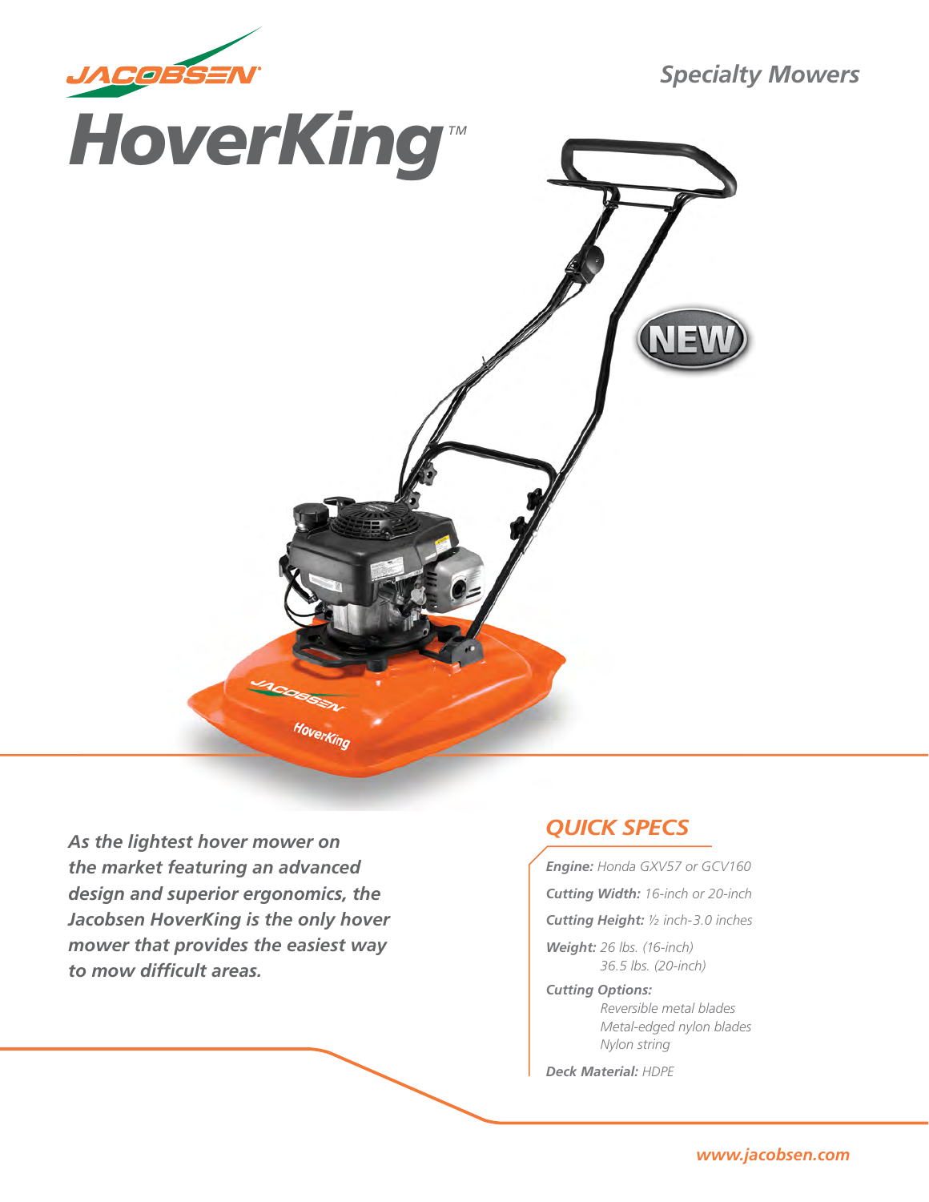JACOBSEN

*Specialty Mowers*

# HoverKing™

NEW

***As the lightest hover mower on the market featuring an advanced design and superior ergonomics, the Jacobsen HoverKing is the only hover mower that provides the easiest way to mow difficult areas.***

## *QUICK SPECS*

***Engine:*** *Honda GXV57 or GCV160*

***Cutting Width:*** *16-inch or 20-inch*

***Cutting Height:*** *½ inch-3.0 inches*

***Weight:*** *26 lbs. (16-inch)*
*36.5 lbs. (20-inch)*

***Cutting Options:***
*Reversible metal blades*
*Metal-edged nylon blades*
*Nylon string*

***Deck Material:*** *HDPE*

***www.jacobsen.com***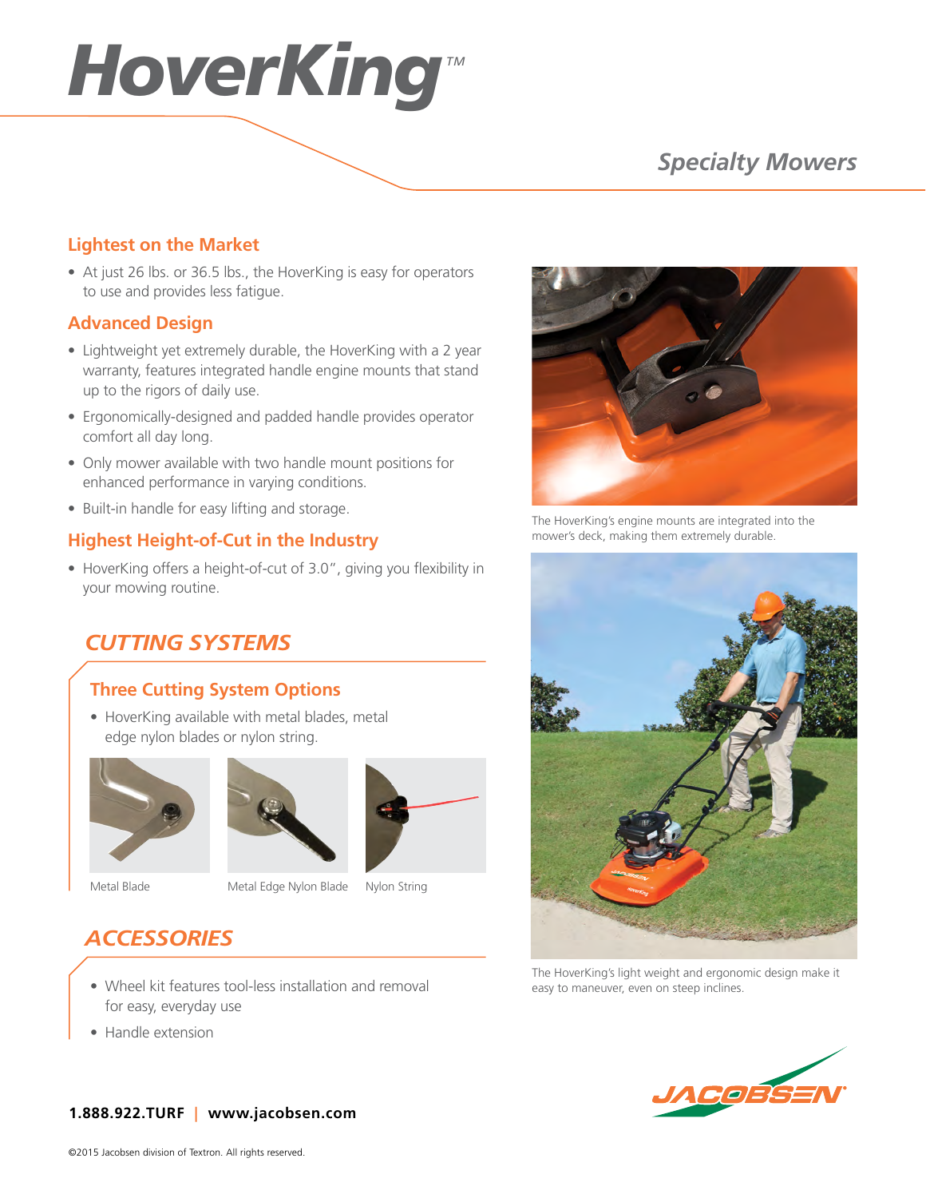# HoverKing™

*Specialty Mowers*

### Lightest on the Market

- At just 26 lbs. or 36.5 lbs., the HoverKing is easy for operators to use and provides less fatigue.

### Advanced Design

- Lightweight yet extremely durable, the HoverKing with a 2 year warranty, features integrated handle engine mounts that stand up to the rigors of daily use.
- Ergonomically-designed and padded handle provides operator comfort all day long.
- Only mower available with two handle mount positions for enhanced performance in varying conditions.
- Built-in handle for easy lifting and storage.

### Highest Height-of-Cut in the Industry

- HoverKing offers a height-of-cut of 3.0", giving you flexibility in your mowing routine.

## CUTTING SYSTEMS

### Three Cutting System Options

- HoverKing available with metal blades, metal edge nylon blades or nylon string.

Metal Blade

Metal Edge Nylon Blade

Nylon String

## ACCESSORIES

- Wheel kit features tool-less installation and removal for easy, everyday use
- Handle extension

The HoverKing's engine mounts are integrated into the mower's deck, making them extremely durable.

The HoverKing's light weight and ergonomic design make it easy to maneuver, even on steep inclines.

**1.888.922.TURF | www.jacobsen.com**

©2015 Jacobsen division of Textron. All rights reserved.